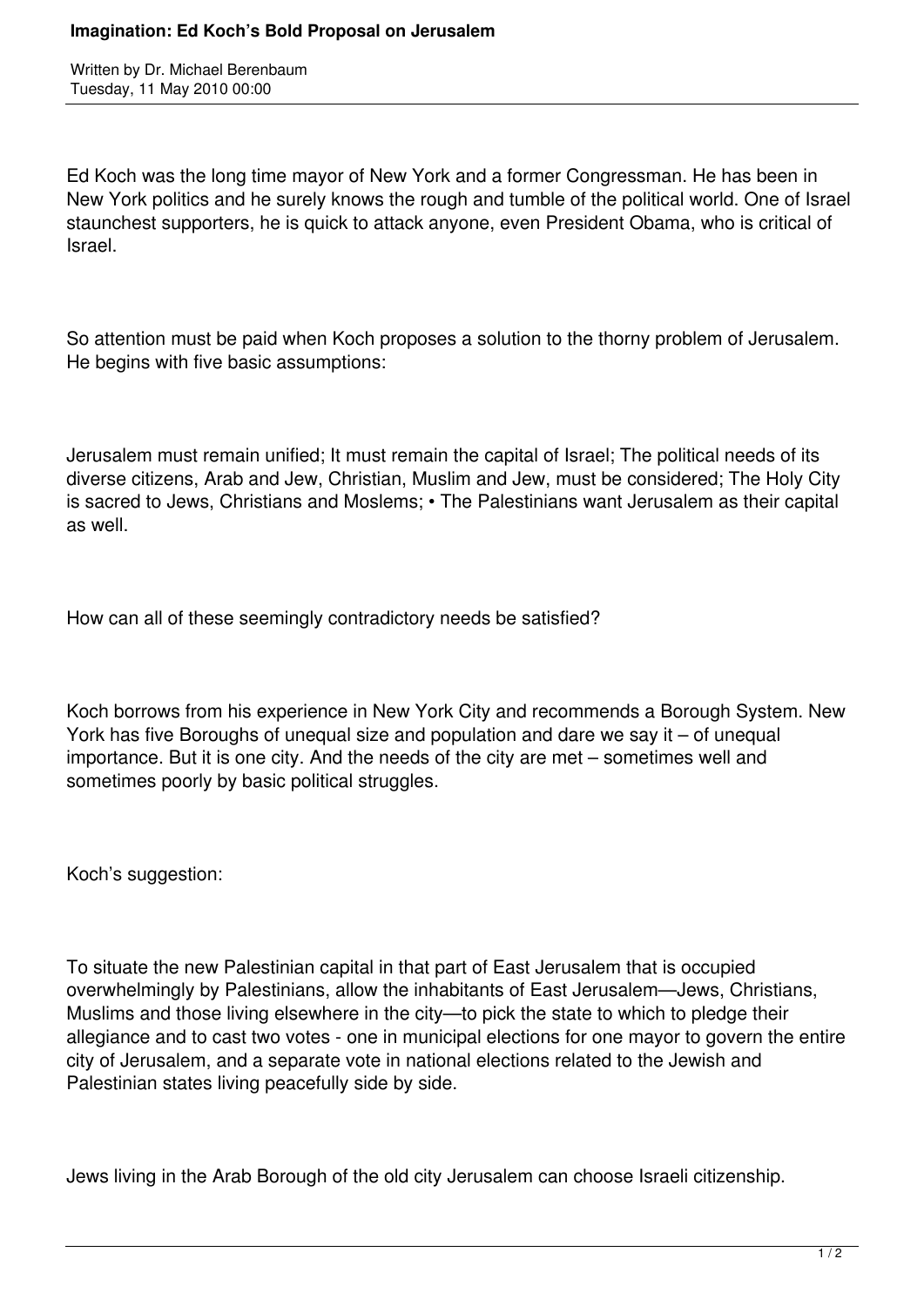# Imagination: Ed Koch's Bold Proposal on Jerusalem

Written by Dr. Michael Berenbaum
Tuesday, 11 May 2010 00:00

Ed Koch was the long time mayor of New York and a former Congressman. He has been in New York politics and he surely knows the rough and tumble of the political world. One of Israel staunchest supporters, he is quick to attack anyone, even President Obama, who is critical of Israel.

So attention must be paid when Koch proposes a solution to the thorny problem of Jerusalem. He begins with five basic assumptions:

Jerusalem must remain unified; It must remain the capital of Israel; The political needs of its diverse citizens, Arab and Jew, Christian, Muslim and Jew, must be considered; The Holy City is sacred to Jews, Christians and Moslems; • The Palestinians want Jerusalem as their capital as well.

How can all of these seemingly contradictory needs be satisfied?

Koch borrows from his experience in New York City and recommends a Borough System. New York has five Boroughs of unequal size and population and dare we say it – of unequal importance. But it is one city. And the needs of the city are met – sometimes well and sometimes poorly by basic political struggles.

Koch's suggestion:

To situate the new Palestinian capital in that part of East Jerusalem that is occupied overwhelmingly by Palestinians, allow the inhabitants of East Jerusalem—Jews, Christians, Muslims and those living elsewhere in the city—to pick the state to which to pledge their allegiance and to cast two votes - one in municipal elections for one mayor to govern the entire city of Jerusalem, and a separate vote in national elections related to the Jewish and Palestinian states living peacefully side by side.

Jews living in the Arab Borough of the old city Jerusalem can choose Israeli citizenship.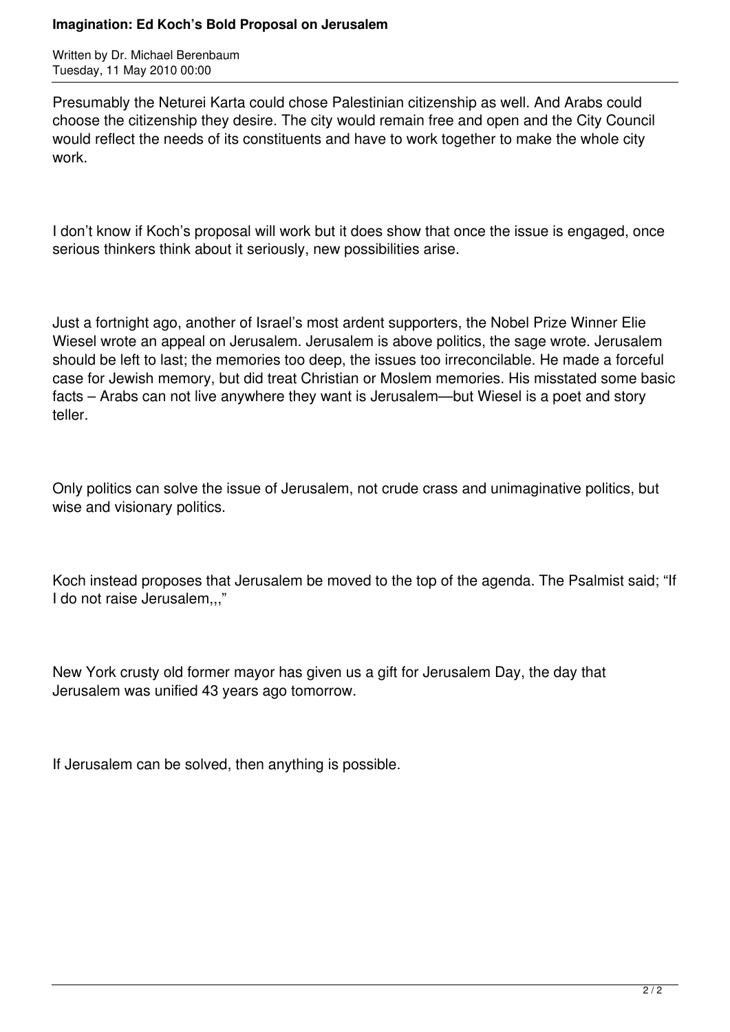Presumably the Neturei Karta could chose Palestinian citizenship as well. And Arabs could choose the citizenship they desire. The city would remain free and open and the City Council would reflect the needs of its constituents and have to work together to make the whole city work.

I don't know if Koch's proposal will work but it does show that once the issue is engaged, once serious thinkers think about it seriously, new possibilities arise.

Just a fortnight ago, another of Israel's most ardent supporters, the Nobel Prize Winner Elie Wiesel wrote an appeal on Jerusalem. Jerusalem is above politics, the sage wrote. Jerusalem should be left to last; the memories too deep, the issues too irreconcilable. He made a forceful case for Jewish memory, but did treat Christian or Moslem memories. His misstated some basic facts – Arabs can not live anywhere they want is Jerusalem—but Wiesel is a poet and story teller.

Only politics can solve the issue of Jerusalem, not crude crass and unimaginative politics, but wise and visionary politics.

Koch instead proposes that Jerusalem be moved to the top of the agenda. The Psalmist said; "If I do not raise Jerusalem,,,"

New York crusty old former mayor has given us a gift for Jerusalem Day, the day that Jerusalem was unified 43 years ago tomorrow.

If Jerusalem can be solved, then anything is possible.